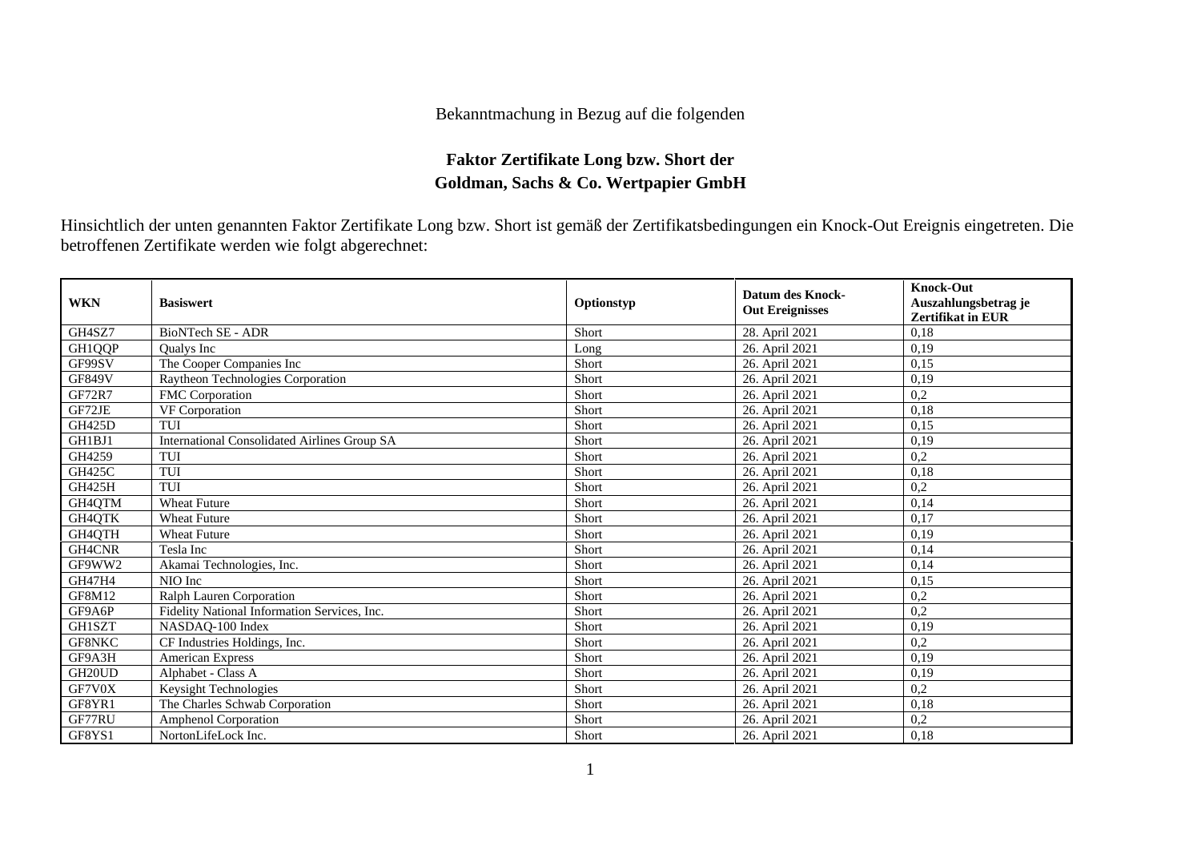Bekanntmachung in Bezug auf die folgenden

**Faktor Zertifikate Long bzw. Short der**
**Goldman, Sachs & Co. Wertpapier GmbH**

Hinsichtlich der unten genannten Faktor Zertifikate Long bzw. Short ist gemäß der Zertifikatsbedingungen ein Knock-Out Ereignis eingetreten. Die betroffenen Zertifikate werden wie folgt abgerechnet:

| WKN | Basiswert | Optionstyp | Datum des Knock-Out Ereignisses | Knock-Out Auszahlungsbetrag je Zertifikat in EUR |
|---|---|---|---|---|
| GH4SZ7 | BioNTech SE - ADR | Short | 28. April 2021 | 0,18 |
| GH1QQP | Qualys Inc | Long | 26. April 2021 | 0,19 |
| GF99SV | The Cooper Companies Inc | Short | 26. April 2021 | 0,15 |
| GF849V | Raytheon Technologies Corporation | Short | 26. April 2021 | 0,19 |
| GF72R7 | FMC Corporation | Short | 26. April 2021 | 0,2 |
| GF72JE | VF Corporation | Short | 26. April 2021 | 0,18 |
| GH425D | TUI | Short | 26. April 2021 | 0,15 |
| GH1BJ1 | International Consolidated Airlines Group SA | Short | 26. April 2021 | 0,19 |
| GH4259 | TUI | Short | 26. April 2021 | 0,2 |
| GH425C | TUI | Short | 26. April 2021 | 0,18 |
| GH425H | TUI | Short | 26. April 2021 | 0,2 |
| GH4QTM | Wheat Future | Short | 26. April 2021 | 0,14 |
| GH4QTK | Wheat Future | Short | 26. April 2021 | 0,17 |
| GH4QTH | Wheat Future | Short | 26. April 2021 | 0,19 |
| GH4CNR | Tesla Inc | Short | 26. April 2021 | 0,14 |
| GF9WW2 | Akamai Technologies, Inc. | Short | 26. April 2021 | 0,14 |
| GH47H4 | NIO Inc | Short | 26. April 2021 | 0,15 |
| GF8M12 | Ralph Lauren Corporation | Short | 26. April 2021 | 0,2 |
| GF9A6P | Fidelity National Information Services, Inc. | Short | 26. April 2021 | 0,2 |
| GH1SZT | NASDAQ-100 Index | Short | 26. April 2021 | 0,19 |
| GF8NKC | CF Industries Holdings, Inc. | Short | 26. April 2021 | 0,2 |
| GF9A3H | American Express | Short | 26. April 2021 | 0,19 |
| GH20UD | Alphabet - Class A | Short | 26. April 2021 | 0,19 |
| GF7V0X | Keysight Technologies | Short | 26. April 2021 | 0,2 |
| GF8YR1 | The Charles Schwab Corporation | Short | 26. April 2021 | 0,18 |
| GF77RU | Amphenol Corporation | Short | 26. April 2021 | 0,2 |
| GF8YS1 | NortonLifeLock Inc. | Short | 26. April 2021 | 0,18 |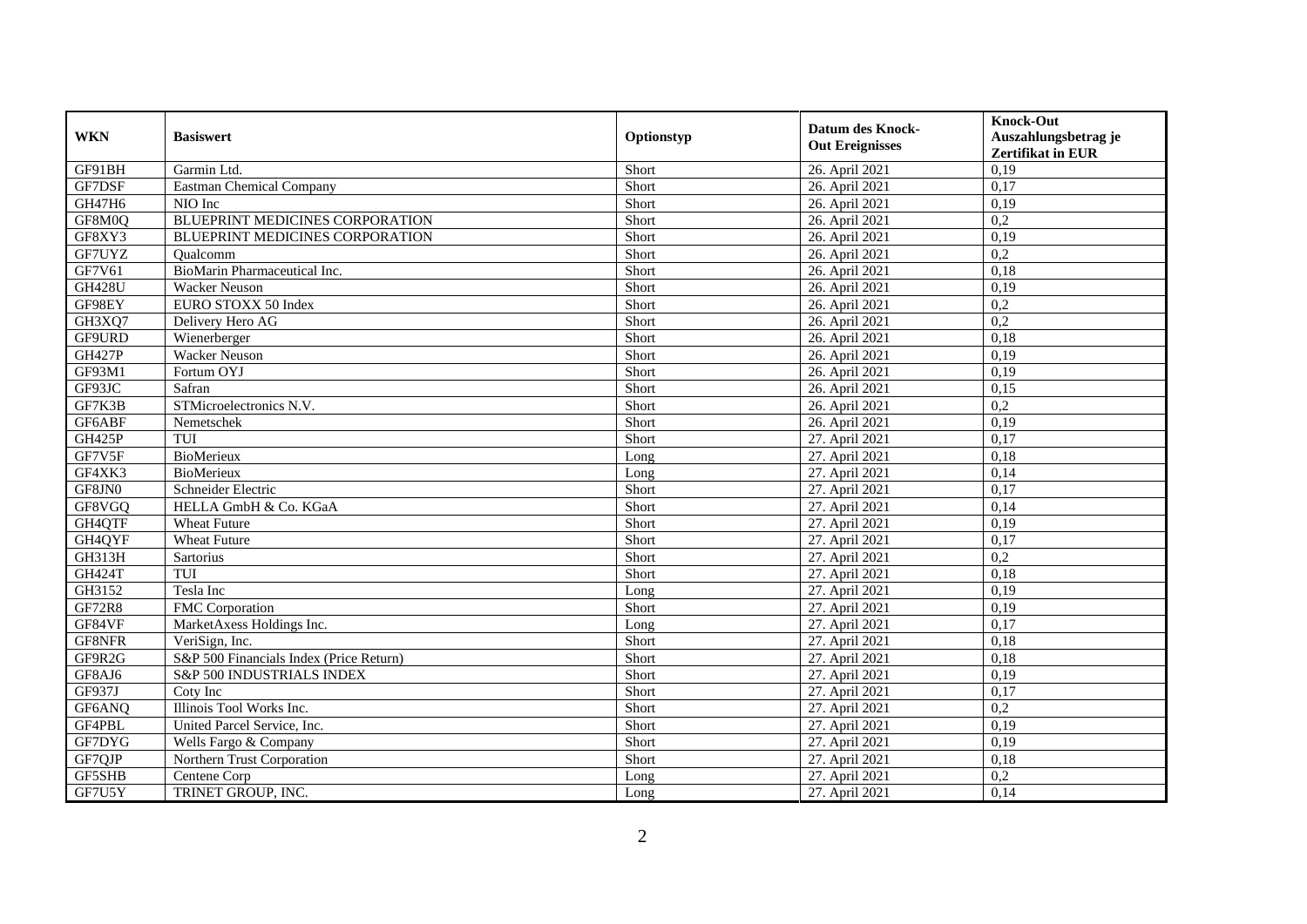| WKN | Basiswert | Optionstyp | Datum des Knock-Out Ereignisses | Knock-Out Auszahlungsbetrag je Zertifikat in EUR |
|---|---|---|---|---|
| GF91BH | Garmin Ltd. | Short | 26. April 2021 | 0,19 |
| GF7DSF | Eastman Chemical Company | Short | 26. April 2021 | 0,17 |
| GH47H6 | NIO Inc | Short | 26. April 2021 | 0,19 |
| GF8M0Q | BLUEPRINT MEDICINES CORPORATION | Short | 26. April 2021 | 0,2 |
| GF8XY3 | BLUEPRINT MEDICINES CORPORATION | Short | 26. April 2021 | 0,19 |
| GF7UYZ | Qualcomm | Short | 26. April 2021 | 0,2 |
| GF7V61 | BioMarin Pharmaceutical Inc. | Short | 26. April 2021 | 0,18 |
| GH428U | Wacker Neuson | Short | 26. April 2021 | 0,19 |
| GF98EY | EURO STOXX 50 Index | Short | 26. April 2021 | 0,2 |
| GH3XQ7 | Delivery Hero AG | Short | 26. April 2021 | 0,2 |
| GF9URD | Wienerberger | Short | 26. April 2021 | 0,18 |
| GH427P | Wacker Neuson | Short | 26. April 2021 | 0,19 |
| GF93M1 | Fortum OYJ | Short | 26. April 2021 | 0,19 |
| GF93JC | Safran | Short | 26. April 2021 | 0,15 |
| GF7K3B | STMicroelectronics N.V. | Short | 26. April 2021 | 0,2 |
| GF6ABF | Nemetschek | Short | 26. April 2021 | 0,19 |
| GH425P | TUI | Short | 27. April 2021 | 0,17 |
| GF7V5F | BioMerieux | Long | 27. April 2021 | 0,18 |
| GF4XK3 | BioMerieux | Long | 27. April 2021 | 0,14 |
| GF8JN0 | Schneider Electric | Short | 27. April 2021 | 0,17 |
| GF8VGQ | HELLA GmbH & Co. KGaA | Short | 27. April 2021 | 0,14 |
| GH4QTF | Wheat Future | Short | 27. April 2021 | 0,19 |
| GH4QYF | Wheat Future | Short | 27. April 2021 | 0,17 |
| GH313H | Sartorius | Short | 27. April 2021 | 0,2 |
| GH424T | TUI | Short | 27. April 2021 | 0,18 |
| GH3152 | Tesla Inc | Long | 27. April 2021 | 0,19 |
| GF72R8 | FMC Corporation | Short | 27. April 2021 | 0,19 |
| GF84VF | MarketAxess Holdings Inc. | Long | 27. April 2021 | 0,17 |
| GF8NFR | VeriSign, Inc. | Short | 27. April 2021 | 0,18 |
| GF9R2G | S&P 500 Financials Index (Price Return) | Short | 27. April 2021 | 0,18 |
| GF8AJ6 | S&P 500 INDUSTRIALS INDEX | Short | 27. April 2021 | 0,19 |
| GF937J | Coty Inc | Short | 27. April 2021 | 0,17 |
| GF6ANQ | Illinois Tool Works Inc. | Short | 27. April 2021 | 0,2 |
| GF4PBL | United Parcel Service, Inc. | Short | 27. April 2021 | 0,19 |
| GF7DYG | Wells Fargo & Company | Short | 27. April 2021 | 0,19 |
| GF7QJP | Northern Trust Corporation | Short | 27. April 2021 | 0,18 |
| GF5SHB | Centene Corp | Long | 27. April 2021 | 0,2 |
| GF7U5Y | TRINET GROUP, INC. | Long | 27. April 2021 | 0,14 |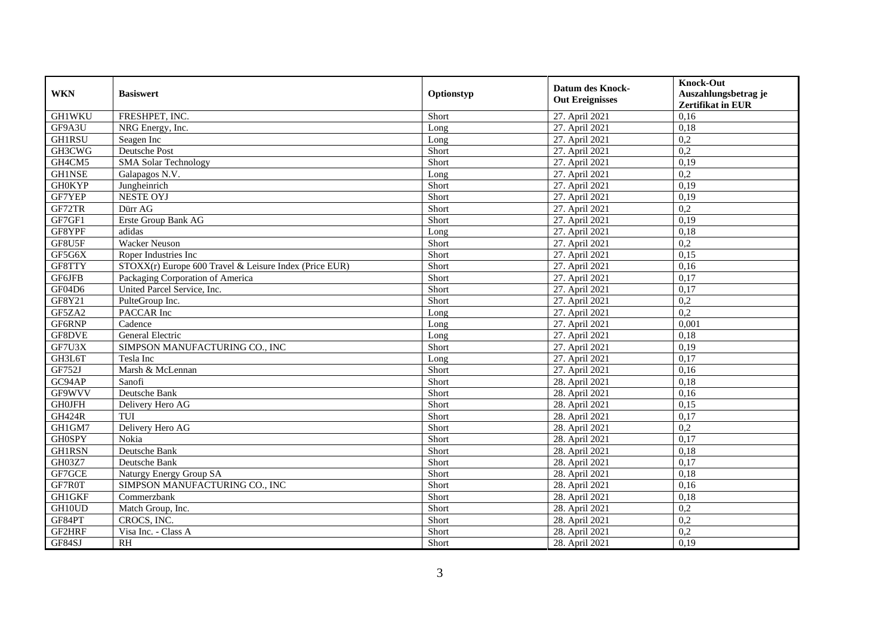| WKN | Basiswert | Optionstyp | Datum des Knock-Out Ereignisses | Knock-Out Auszahlungsbetrag je Zertifikat in EUR |
|---|---|---|---|---|
| GH1WKU | FRESHPET, INC. | Short | 27. April 2021 | 0,16 |
| GF9A3U | NRG Energy, Inc. | Long | 27. April 2021 | 0,18 |
| GH1RSU | Seagen Inc | Long | 27. April 2021 | 0,2 |
| GH3CWG | Deutsche Post | Short | 27. April 2021 | 0,2 |
| GH4CM5 | SMA Solar Technology | Short | 27. April 2021 | 0,19 |
| GH1NSE | Galapagos N.V. | Long | 27. April 2021 | 0,2 |
| GH0KYP | Jungheinrich | Short | 27. April 2021 | 0,19 |
| GF7YEP | NESTE OYJ | Short | 27. April 2021 | 0,19 |
| GF72TR | Dürr AG | Short | 27. April 2021 | 0,2 |
| GF7GF1 | Erste Group Bank AG | Short | 27. April 2021 | 0,19 |
| GF8YPF | adidas | Long | 27. April 2021 | 0,18 |
| GF8U5F | Wacker Neuson | Short | 27. April 2021 | 0,2 |
| GF5G6X | Roper Industries Inc | Short | 27. April 2021 | 0,15 |
| GF8TTY | STOXX(r) Europe 600 Travel & Leisure Index (Price EUR) | Short | 27. April 2021 | 0,16 |
| GF6JFB | Packaging Corporation of America | Short | 27. April 2021 | 0,17 |
| GF04D6 | United Parcel Service, Inc. | Short | 27. April 2021 | 0,17 |
| GF8Y21 | PulteGroup Inc. | Short | 27. April 2021 | 0,2 |
| GF5ZA2 | PACCAR Inc | Long | 27. April 2021 | 0,2 |
| GF6RNP | Cadence | Long | 27. April 2021 | 0,001 |
| GF8DVE | General Electric | Long | 27. April 2021 | 0,18 |
| GF7U3X | SIMPSON MANUFACTURING CO., INC | Short | 27. April 2021 | 0,19 |
| GH3L6T | Tesla Inc | Long | 27. April 2021 | 0,17 |
| GF752J | Marsh & McLennan | Short | 27. April 2021 | 0,16 |
| GC94AP | Sanofi | Short | 28. April 2021 | 0,18 |
| GF9WVV | Deutsche Bank | Short | 28. April 2021 | 0,16 |
| GH0JFH | Delivery Hero AG | Short | 28. April 2021 | 0,15 |
| GH424R | TUI | Short | 28. April 2021 | 0,17 |
| GH1GM7 | Delivery Hero AG | Short | 28. April 2021 | 0,2 |
| GH0SPY | Nokia | Short | 28. April 2021 | 0,17 |
| GH1RSN | Deutsche Bank | Short | 28. April 2021 | 0,18 |
| GH03Z7 | Deutsche Bank | Short | 28. April 2021 | 0,17 |
| GF7GCE | Naturgy Energy Group SA | Short | 28. April 2021 | 0,18 |
| GF7R0T | SIMPSON MANUFACTURING CO., INC | Short | 28. April 2021 | 0,16 |
| GH1GKF | Commerzbank | Short | 28. April 2021 | 0,18 |
| GH10UD | Match Group, Inc. | Short | 28. April 2021 | 0,2 |
| GF84PT | CROCS, INC. | Short | 28. April 2021 | 0,2 |
| GF2HRF | Visa Inc. - Class A | Short | 28. April 2021 | 0,2 |
| GF84SJ | RH | Short | 28. April 2021 | 0,19 |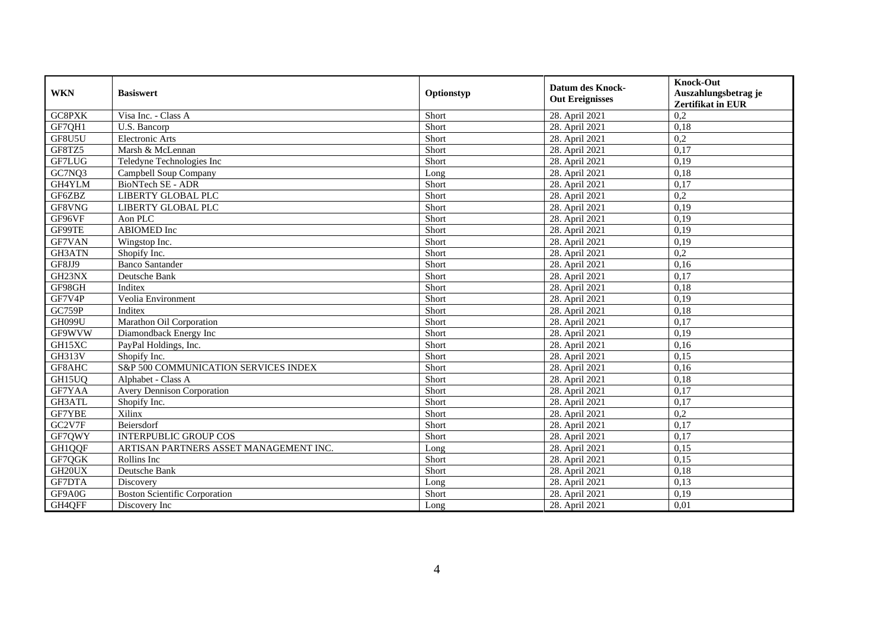| WKN | Basiswert | Optionstyp | Datum des Knock-Out Ereignisses | Knock-Out Auszahlungsbetrag je Zertifikat in EUR |
|---|---|---|---|---|
| GC8PXK | Visa Inc. - Class A | Short | 28. April 2021 | 0,2 |
| GF7QH1 | U.S. Bancorp | Short | 28. April 2021 | 0,18 |
| GF8U5U | Electronic Arts | Short | 28. April 2021 | 0,2 |
| GF8TZ5 | Marsh & McLennan | Short | 28. April 2021 | 0,17 |
| GF7LUG | Teledyne Technologies Inc | Short | 28. April 2021 | 0,19 |
| GC7NQ3 | Campbell Soup Company | Long | 28. April 2021 | 0,18 |
| GH4YLM | BioNTech SE - ADR | Short | 28. April 2021 | 0,17 |
| GF6ZBZ | LIBERTY GLOBAL PLC | Short | 28. April 2021 | 0,2 |
| GF8VNG | LIBERTY GLOBAL PLC | Short | 28. April 2021 | 0,19 |
| GF96VF | Aon PLC | Short | 28. April 2021 | 0,19 |
| GF99TE | ABIOMED Inc | Short | 28. April 2021 | 0,19 |
| GF7VAN | Wingstop Inc. | Short | 28. April 2021 | 0,19 |
| GH3ATN | Shopify Inc. | Short | 28. April 2021 | 0,2 |
| GF8JJ9 | Banco Santander | Short | 28. April 2021 | 0,16 |
| GH23NX | Deutsche Bank | Short | 28. April 2021 | 0,17 |
| GF98GH | Inditex | Short | 28. April 2021 | 0,18 |
| GF7V4P | Veolia Environment | Short | 28. April 2021 | 0,19 |
| GC759P | Inditex | Short | 28. April 2021 | 0,18 |
| GH099U | Marathon Oil Corporation | Short | 28. April 2021 | 0,17 |
| GF9WVW | Diamondback Energy Inc | Short | 28. April 2021 | 0,19 |
| GH15XC | PayPal Holdings, Inc. | Short | 28. April 2021 | 0,16 |
| GH313V | Shopify Inc. | Short | 28. April 2021 | 0,15 |
| GF8AHC | S&P 500 COMMUNICATION SERVICES INDEX | Short | 28. April 2021 | 0,16 |
| GH15UQ | Alphabet - Class A | Short | 28. April 2021 | 0,18 |
| GF7YAA | Avery Dennison Corporation | Short | 28. April 2021 | 0,17 |
| GH3ATL | Shopify Inc. | Short | 28. April 2021 | 0,17 |
| GF7YBE | Xilinx | Short | 28. April 2021 | 0,2 |
| GC2V7F | Beiersdorf | Short | 28. April 2021 | 0,17 |
| GF7QWY | INTERPUBLIC GROUP COS | Short | 28. April 2021 | 0,17 |
| GH1QQF | ARTISAN PARTNERS ASSET MANAGEMENT INC. | Long | 28. April 2021 | 0,15 |
| GF7QGK | Rollins Inc | Short | 28. April 2021 | 0,15 |
| GH20UX | Deutsche Bank | Short | 28. April 2021 | 0,18 |
| GF7DTA | Discovery | Long | 28. April 2021 | 0,13 |
| GF9A0G | Boston Scientific Corporation | Short | 28. April 2021 | 0,19 |
| GH4QFF | Discovery Inc | Long | 28. April 2021 | 0,01 |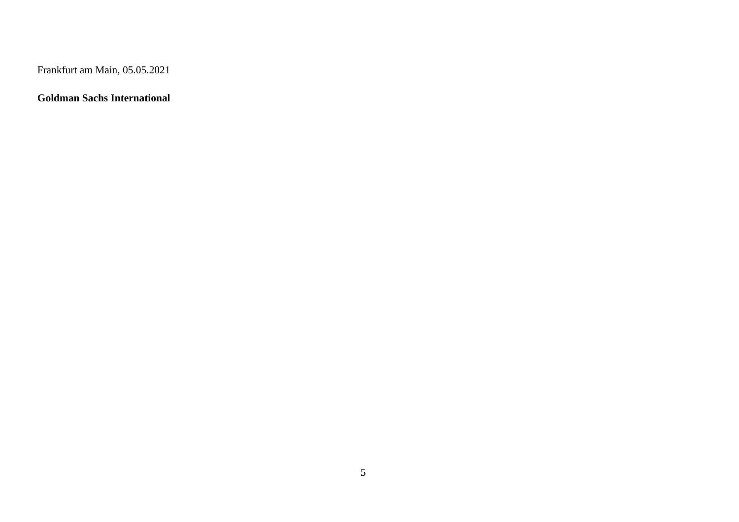Frankfurt am Main, 05.05.2021

**Goldman Sachs International**